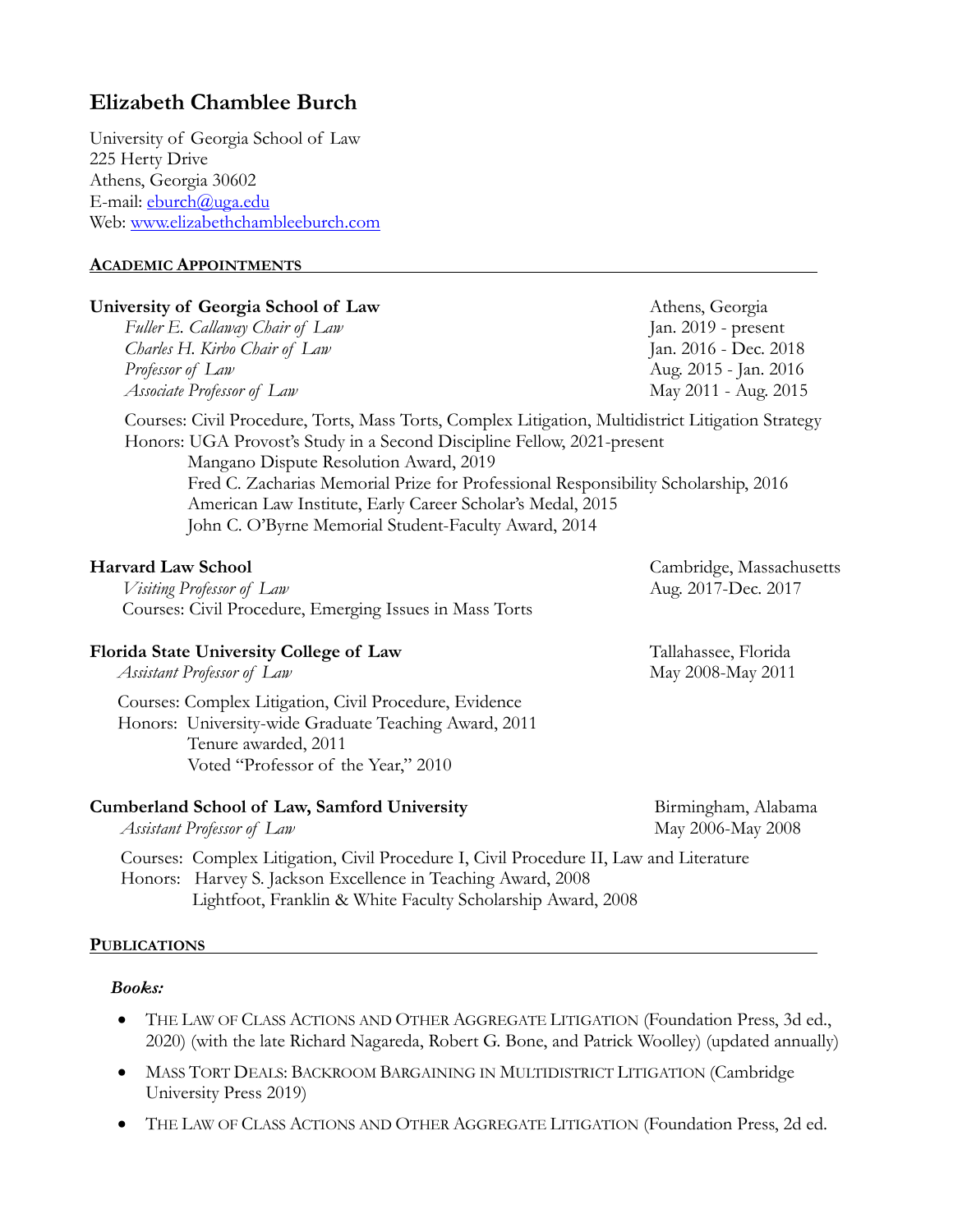# Elizabeth Chamblee Burch

University of Georgia School of Law
225 Herty Drive
Athens, Georgia 30602
E-mail: eburch@uga.edu
Web: www.elizabethchambleeburch.com

## ACADEMIC APPOINTMENTS

**University of Georgia School of Law** — Athens, Georgia

*Fuller E. Callaway Chair of Law* — Jan. 2019 - present
*Charles H. Kirbo Chair of Law* — Jan. 2016 - Dec. 2018
*Professor of Law* — Aug. 2015 - Jan. 2016
*Associate Professor of Law* — May 2011 - Aug. 2015

Courses: Civil Procedure, Torts, Mass Torts, Complex Litigation, Multidistrict Litigation Strategy
Honors: UGA Provost's Study in a Second Discipline Fellow, 2021-present
Mangano Dispute Resolution Award, 2019
Fred C. Zacharias Memorial Prize for Professional Responsibility Scholarship, 2016
American Law Institute, Early Career Scholar's Medal, 2015
John C. O'Byrne Memorial Student-Faculty Award, 2014

**Harvard Law School** — Cambridge, Massachusetts

*Visiting Professor of Law* — Aug. 2017-Dec. 2017
Courses: Civil Procedure, Emerging Issues in Mass Torts

**Florida State University College of Law** — Tallahassee, Florida

*Assistant Professor of Law* — May 2008-May 2011

Courses: Complex Litigation, Civil Procedure, Evidence
Honors: University-wide Graduate Teaching Award, 2011
Tenure awarded, 2011
Voted "Professor of the Year," 2010

**Cumberland School of Law, Samford University** — Birmingham, Alabama

*Assistant Professor of Law* — May 2006-May 2008

Courses: Complex Litigation, Civil Procedure I, Civil Procedure II, Law and Literature
Honors: Harvey S. Jackson Excellence in Teaching Award, 2008
Lightfoot, Franklin & White Faculty Scholarship Award, 2008

## PUBLICATIONS

***Books:***

- THE LAW OF CLASS ACTIONS AND OTHER AGGREGATE LITIGATION (Foundation Press, 3d ed., 2020) (with the late Richard Nagareda, Robert G. Bone, and Patrick Woolley) (updated annually)
- MASS TORT DEALS: BACKROOM BARGAINING IN MULTIDISTRICT LITIGATION (Cambridge University Press 2019)
- THE LAW OF CLASS ACTIONS AND OTHER AGGREGATE LITIGATION (Foundation Press, 2d ed.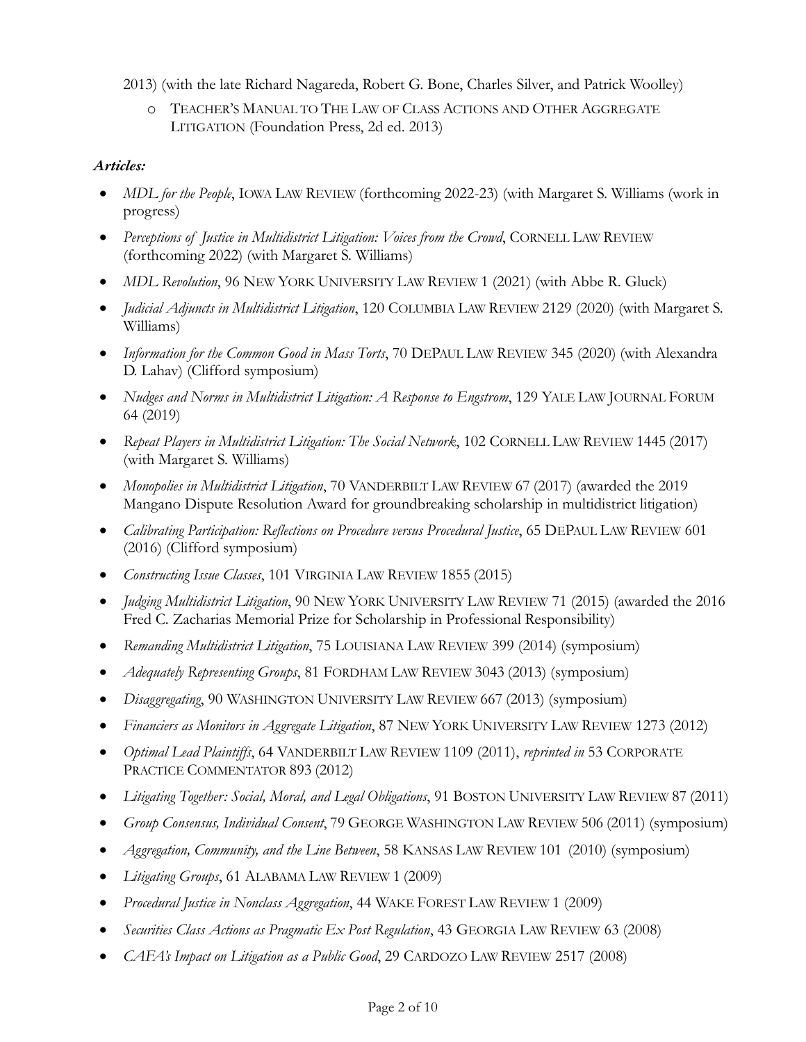2013) (with the late Richard Nagareda, Robert G. Bone, Charles Silver, and Patrick Woolley)

  - TEACHER'S MANUAL TO THE LAW OF CLASS ACTIONS AND OTHER AGGREGATE LITIGATION (Foundation Press, 2d ed. 2013)

### *Articles:*

- *MDL for the People*, IOWA LAW REVIEW (forthcoming 2022-23) (with Margaret S. Williams (work in progress)
- *Perceptions of Justice in Multidistrict Litigation: Voices from the Crowd*, CORNELL LAW REVIEW (forthcoming 2022) (with Margaret S. Williams)
- *MDL Revolution*, 96 NEW YORK UNIVERSITY LAW REVIEW 1 (2021) (with Abbe R. Gluck)
- *Judicial Adjuncts in Multidistrict Litigation*, 120 COLUMBIA LAW REVIEW 2129 (2020) (with Margaret S. Williams)
- *Information for the Common Good in Mass Torts*, 70 DEPAUL LAW REVIEW 345 (2020) (with Alexandra D. Lahav) (Clifford symposium)
- *Nudges and Norms in Multidistrict Litigation: A Response to Engstrom*, 129 YALE LAW JOURNAL FORUM 64 (2019)
- *Repeat Players in Multidistrict Litigation: The Social Network*, 102 CORNELL LAW REVIEW 1445 (2017) (with Margaret S. Williams)
- *Monopolies in Multidistrict Litigation*, 70 VANDERBILT LAW REVIEW 67 (2017) (awarded the 2019 Mangano Dispute Resolution Award for groundbreaking scholarship in multidistrict litigation)
- *Calibrating Participation: Reflections on Procedure versus Procedural Justice*, 65 DEPAUL LAW REVIEW 601 (2016) (Clifford symposium)
- *Constructing Issue Classes*, 101 VIRGINIA LAW REVIEW 1855 (2015)
- *Judging Multidistrict Litigation*, 90 NEW YORK UNIVERSITY LAW REVIEW 71 (2015) (awarded the 2016 Fred C. Zacharias Memorial Prize for Scholarship in Professional Responsibility)
- *Remanding Multidistrict Litigation*, 75 LOUISIANA LAW REVIEW 399 (2014) (symposium)
- *Adequately Representing Groups*, 81 FORDHAM LAW REVIEW 3043 (2013) (symposium)
- *Disaggregating*, 90 WASHINGTON UNIVERSITY LAW REVIEW 667 (2013) (symposium)
- *Financiers as Monitors in Aggregate Litigation*, 87 NEW YORK UNIVERSITY LAW REVIEW 1273 (2012)
- *Optimal Lead Plaintiffs*, 64 VANDERBILT LAW REVIEW 1109 (2011), *reprinted in* 53 CORPORATE PRACTICE COMMENTATOR 893 (2012)
- *Litigating Together: Social, Moral, and Legal Obligations*, 91 BOSTON UNIVERSITY LAW REVIEW 87 (2011)
- *Group Consensus, Individual Consent*, 79 GEORGE WASHINGTON LAW REVIEW 506 (2011) (symposium)
- *Aggregation, Community, and the Line Between*, 58 KANSAS LAW REVIEW 101 (2010) (symposium)
- *Litigating Groups*, 61 ALABAMA LAW REVIEW 1 (2009)
- *Procedural Justice in Nonclass Aggregation*, 44 WAKE FOREST LAW REVIEW 1 (2009)
- *Securities Class Actions as Pragmatic Ex Post Regulation*, 43 GEORGIA LAW REVIEW 63 (2008)
- *CAFA's Impact on Litigation as a Public Good*, 29 CARDOZO LAW REVIEW 2517 (2008)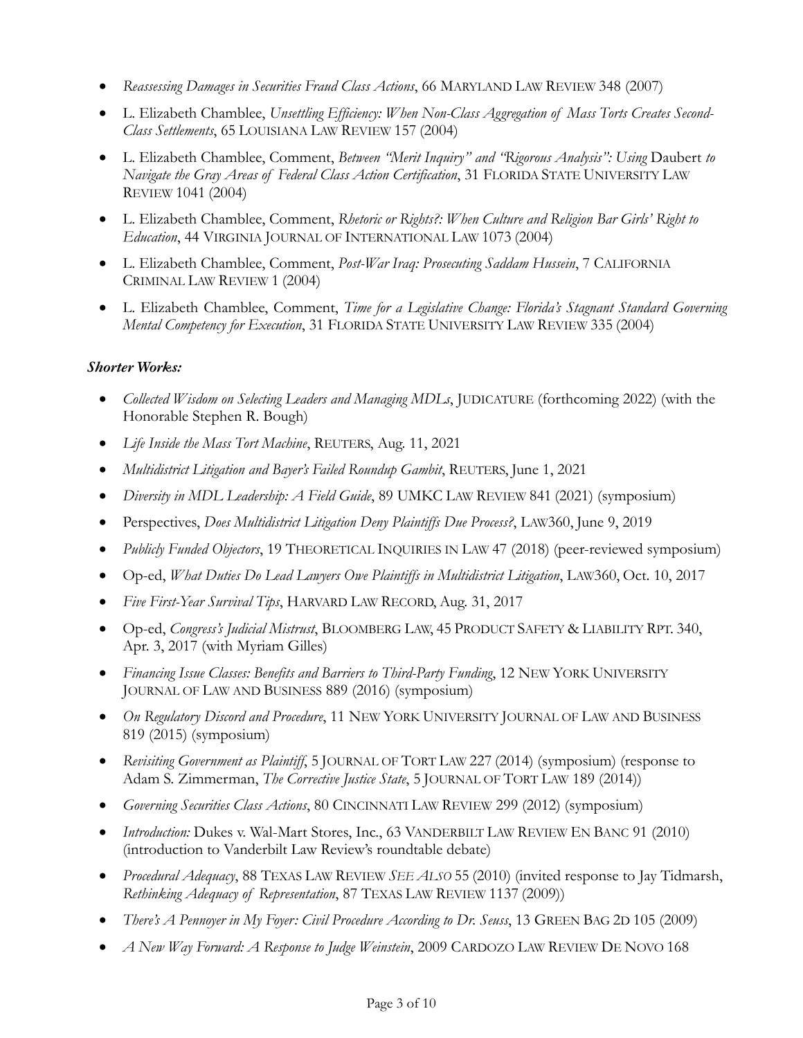- *Reassessing Damages in Securities Fraud Class Actions*, 66 MARYLAND LAW REVIEW 348 (2007)
- L. Elizabeth Chamblee, *Unsettling Efficiency: When Non-Class Aggregation of Mass Torts Creates Second-Class Settlements*, 65 LOUISIANA LAW REVIEW 157 (2004)
- L. Elizabeth Chamblee, Comment, *Between "Merit Inquiry" and "Rigorous Analysis": Using* Daubert *to Navigate the Gray Areas of Federal Class Action Certification*, 31 FLORIDA STATE UNIVERSITY LAW REVIEW 1041 (2004)
- L. Elizabeth Chamblee, Comment, *Rhetoric or Rights?: When Culture and Religion Bar Girls' Right to Education*, 44 VIRGINIA JOURNAL OF INTERNATIONAL LAW 1073 (2004)
- L. Elizabeth Chamblee, Comment, *Post-War Iraq: Prosecuting Saddam Hussein*, 7 CALIFORNIA CRIMINAL LAW REVIEW 1 (2004)
- L. Elizabeth Chamblee, Comment, *Time for a Legislative Change: Florida's Stagnant Standard Governing Mental Competency for Execution*, 31 FLORIDA STATE UNIVERSITY LAW REVIEW 335 (2004)

***Shorter Works:***

- *Collected Wisdom on Selecting Leaders and Managing MDLs*, JUDICATURE (forthcoming 2022) (with the Honorable Stephen R. Bough)
- *Life Inside the Mass Tort Machine*, REUTERS, Aug. 11, 2021
- *Multidistrict Litigation and Bayer's Failed Roundup Gambit*, REUTERS, June 1, 2021
- *Diversity in MDL Leadership: A Field Guide*, 89 UMKC LAW REVIEW 841 (2021) (symposium)
- Perspectives, *Does Multidistrict Litigation Deny Plaintiffs Due Process?*, LAW360, June 9, 2019
- *Publicly Funded Objectors*, 19 THEORETICAL INQUIRIES IN LAW 47 (2018) (peer-reviewed symposium)
- Op-ed, *What Duties Do Lead Lawyers Owe Plaintiffs in Multidistrict Litigation*, LAW360, Oct. 10, 2017
- *Five First-Year Survival Tips*, HARVARD LAW RECORD, Aug. 31, 2017
- Op-ed, *Congress's Judicial Mistrust*, BLOOMBERG LAW, 45 PRODUCT SAFETY & LIABILITY RPT. 340, Apr. 3, 2017 (with Myriam Gilles)
- *Financing Issue Classes: Benefits and Barriers to Third-Party Funding*, 12 NEW YORK UNIVERSITY JOURNAL OF LAW AND BUSINESS 889 (2016) (symposium)
- *On Regulatory Discord and Procedure*, 11 NEW YORK UNIVERSITY JOURNAL OF LAW AND BUSINESS 819 (2015) (symposium)
- *Revisiting Government as Plaintiff*, 5 JOURNAL OF TORT LAW 227 (2014) (symposium) (response to Adam S. Zimmerman, *The Corrective Justice State*, 5 JOURNAL OF TORT LAW 189 (2014))
- *Governing Securities Class Actions*, 80 CINCINNATI LAW REVIEW 299 (2012) (symposium)
- *Introduction:* Dukes v. Wal-Mart Stores, Inc., 63 VANDERBILT LAW REVIEW EN BANC 91 (2010) (introduction to Vanderbilt Law Review's roundtable debate)
- *Procedural Adequacy*, 88 TEXAS LAW REVIEW *SEE ALSO* 55 (2010) (invited response to Jay Tidmarsh, *Rethinking Adequacy of Representation*, 87 TEXAS LAW REVIEW 1137 (2009))
- *There's A Pennoyer in My Foyer: Civil Procedure According to Dr. Seuss*, 13 GREEN BAG 2D 105 (2009)
- *A New Way Forward: A Response to Judge Weinstein*, 2009 CARDOZO LAW REVIEW DE NOVO 168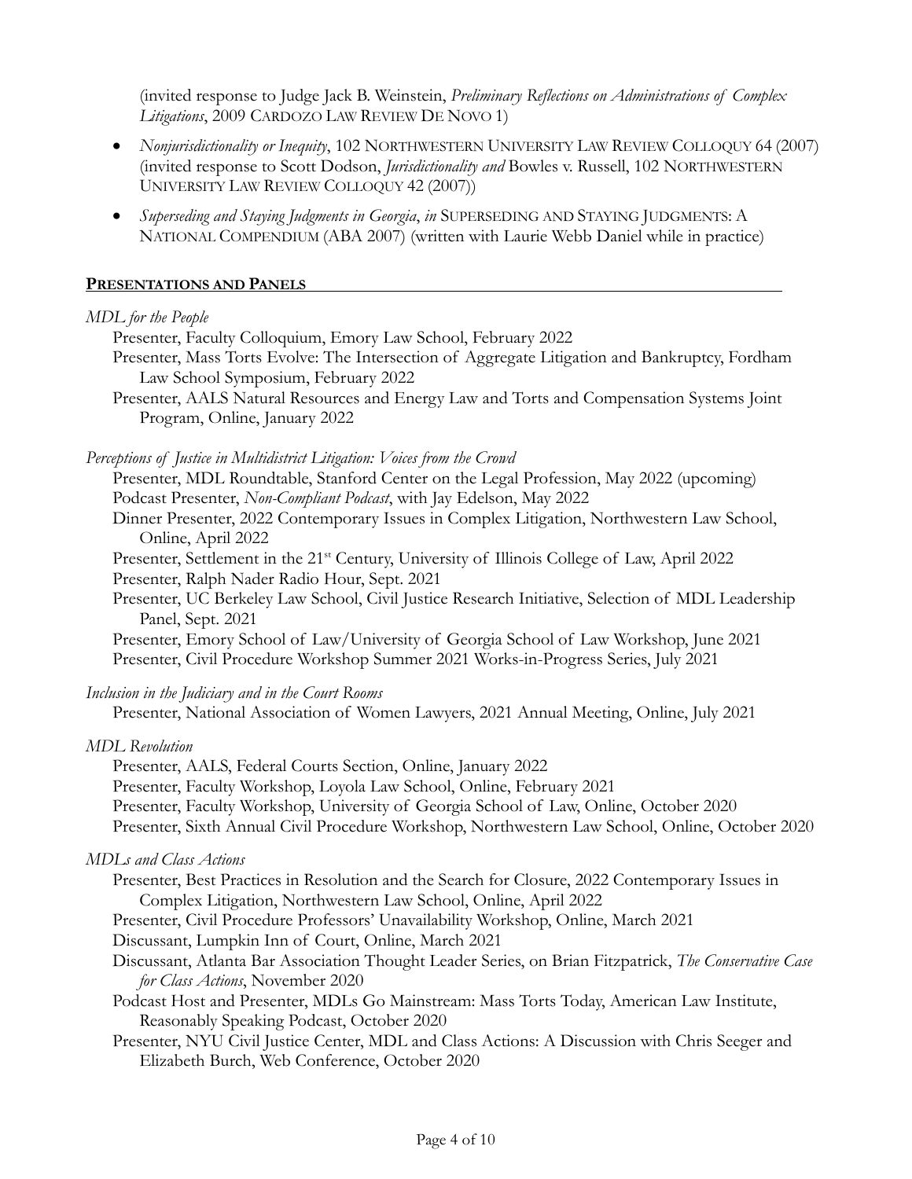(invited response to Judge Jack B. Weinstein, *Preliminary Reflections on Administrations of Complex Litigations*, 2009 CARDOZO LAW REVIEW DE NOVO 1)

- *Nonjurisdictionality or Inequity*, 102 NORTHWESTERN UNIVERSITY LAW REVIEW COLLOQUY 64 (2007) (invited response to Scott Dodson, *Jurisdictionality and* Bowles v. Russell, 102 NORTHWESTERN UNIVERSITY LAW REVIEW COLLOQUY 42 (2007))
- *Superseding and Staying Judgments in Georgia*, *in* SUPERSEDING AND STAYING JUDGMENTS: A NATIONAL COMPENDIUM (ABA 2007) (written with Laurie Webb Daniel while in practice)

## PRESENTATIONS AND PANELS

*MDL for the People*

Presenter, Faculty Colloquium, Emory Law School, February 2022
Presenter, Mass Torts Evolve: The Intersection of Aggregate Litigation and Bankruptcy, Fordham Law School Symposium, February 2022
Presenter, AALS Natural Resources and Energy Law and Torts and Compensation Systems Joint Program, Online, January 2022

*Perceptions of Justice in Multidistrict Litigation: Voices from the Crowd*

Presenter, MDL Roundtable, Stanford Center on the Legal Profession, May 2022 (upcoming)
Podcast Presenter, *Non-Compliant Podcast*, with Jay Edelson, May 2022
Dinner Presenter, 2022 Contemporary Issues in Complex Litigation, Northwestern Law School, Online, April 2022
Presenter, Settlement in the 21st Century, University of Illinois College of Law, April 2022
Presenter, Ralph Nader Radio Hour, Sept. 2021
Presenter, UC Berkeley Law School, Civil Justice Research Initiative, Selection of MDL Leadership Panel, Sept. 2021
Presenter, Emory School of Law/University of Georgia School of Law Workshop, June 2021
Presenter, Civil Procedure Workshop Summer 2021 Works-in-Progress Series, July 2021

*Inclusion in the Judiciary and in the Court Rooms*

Presenter, National Association of Women Lawyers, 2021 Annual Meeting, Online, July 2021

*MDL Revolution*

Presenter, AALS, Federal Courts Section, Online, January 2022
Presenter, Faculty Workshop, Loyola Law School, Online, February 2021
Presenter, Faculty Workshop, University of Georgia School of Law, Online, October 2020
Presenter, Sixth Annual Civil Procedure Workshop, Northwestern Law School, Online, October 2020

*MDLs and Class Actions*

Presenter, Best Practices in Resolution and the Search for Closure, 2022 Contemporary Issues in Complex Litigation, Northwestern Law School, Online, April 2022
Presenter, Civil Procedure Professors' Unavailability Workshop, Online, March 2021
Discussant, Lumpkin Inn of Court, Online, March 2021
Discussant, Atlanta Bar Association Thought Leader Series, on Brian Fitzpatrick, *The Conservative Case for Class Actions*, November 2020
Podcast Host and Presenter, MDLs Go Mainstream: Mass Torts Today, American Law Institute, Reasonably Speaking Podcast, October 2020
Presenter, NYU Civil Justice Center, MDL and Class Actions: A Discussion with Chris Seeger and Elizabeth Burch, Web Conference, October 2020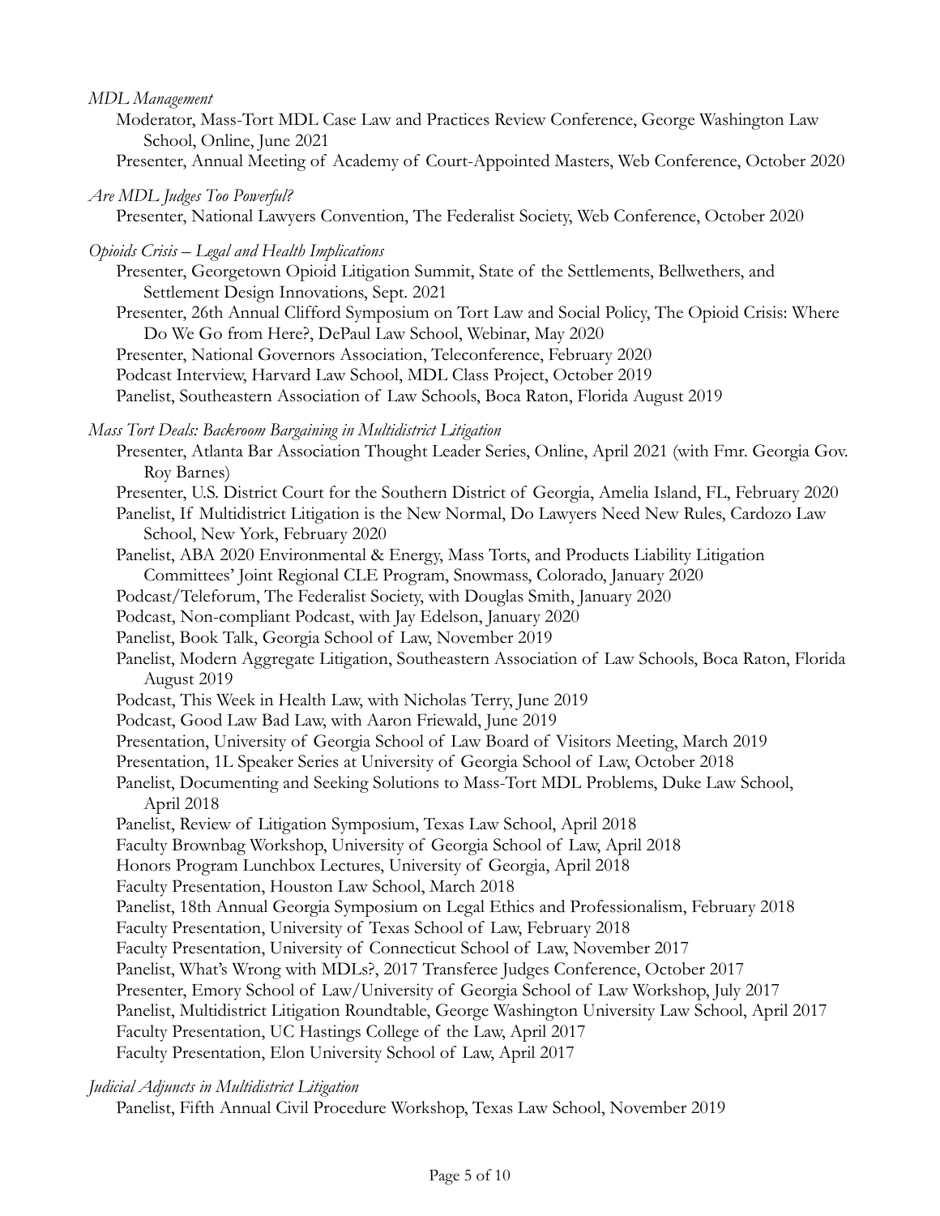*MDL Management*

Moderator, Mass-Tort MDL Case Law and Practices Review Conference, George Washington Law School, Online, June 2021

Presenter, Annual Meeting of Academy of Court-Appointed Masters, Web Conference, October 2020

*Are MDL Judges Too Powerful?*

Presenter, National Lawyers Convention, The Federalist Society, Web Conference, October 2020

*Opioids Crisis – Legal and Health Implications*

Presenter, Georgetown Opioid Litigation Summit, State of the Settlements, Bellwethers, and Settlement Design Innovations, Sept. 2021

Presenter, 26th Annual Clifford Symposium on Tort Law and Social Policy, The Opioid Crisis: Where Do We Go from Here?, DePaul Law School, Webinar, May 2020

Presenter, National Governors Association, Teleconference, February 2020

Podcast Interview, Harvard Law School, MDL Class Project, October 2019

Panelist, Southeastern Association of Law Schools, Boca Raton, Florida August 2019

*Mass Tort Deals: Backroom Bargaining in Multidistrict Litigation*

Presenter, Atlanta Bar Association Thought Leader Series, Online, April 2021 (with Fmr. Georgia Gov. Roy Barnes)

Presenter, U.S. District Court for the Southern District of Georgia, Amelia Island, FL, February 2020

Panelist, If Multidistrict Litigation is the New Normal, Do Lawyers Need New Rules, Cardozo Law School, New York, February 2020

Panelist, ABA 2020 Environmental & Energy, Mass Torts, and Products Liability Litigation Committees' Joint Regional CLE Program, Snowmass, Colorado, January 2020

Podcast/Teleforum, The Federalist Society, with Douglas Smith, January 2020

Podcast, Non-compliant Podcast, with Jay Edelson, January 2020

Panelist, Book Talk, Georgia School of Law, November 2019

Panelist, Modern Aggregate Litigation, Southeastern Association of Law Schools, Boca Raton, Florida August 2019

Podcast, This Week in Health Law, with Nicholas Terry, June 2019

Podcast, Good Law Bad Law, with Aaron Friewald, June 2019

Presentation, University of Georgia School of Law Board of Visitors Meeting, March 2019

Presentation, 1L Speaker Series at University of Georgia School of Law, October 2018

Panelist, Documenting and Seeking Solutions to Mass-Tort MDL Problems, Duke Law School, April 2018

Panelist, Review of Litigation Symposium, Texas Law School, April 2018

Faculty Brownbag Workshop, University of Georgia School of Law, April 2018

Honors Program Lunchbox Lectures, University of Georgia, April 2018

Faculty Presentation, Houston Law School, March 2018

Panelist, 18th Annual Georgia Symposium on Legal Ethics and Professionalism, February 2018

Faculty Presentation, University of Texas School of Law, February 2018

Faculty Presentation, University of Connecticut School of Law, November 2017

Panelist, What's Wrong with MDLs?, 2017 Transferee Judges Conference, October 2017

Presenter, Emory School of Law/University of Georgia School of Law Workshop, July 2017

Panelist, Multidistrict Litigation Roundtable, George Washington University Law School, April 2017

Faculty Presentation, UC Hastings College of the Law, April 2017

Faculty Presentation, Elon University School of Law, April 2017

*Judicial Adjuncts in Multidistrict Litigation*

Panelist, Fifth Annual Civil Procedure Workshop, Texas Law School, November 2019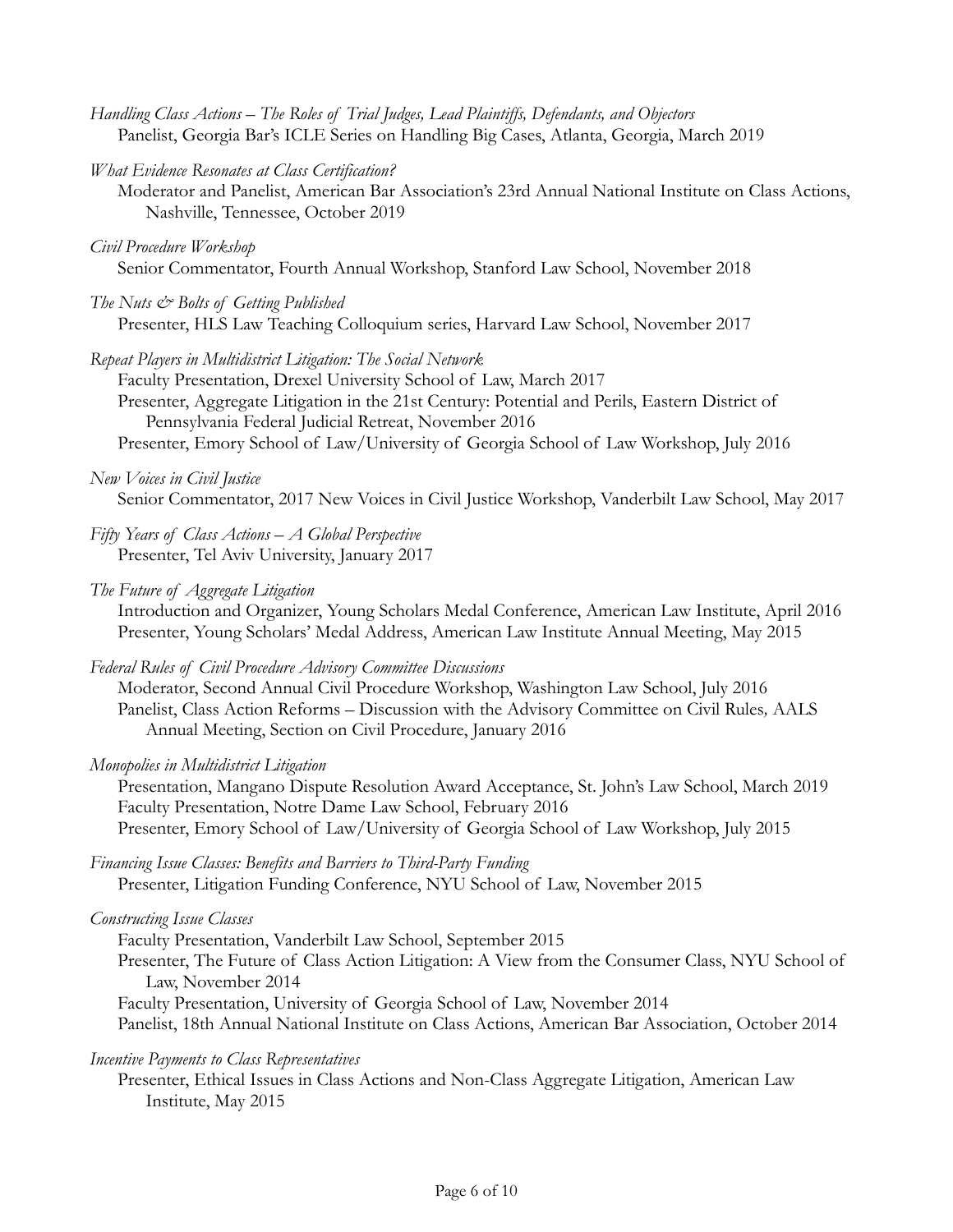*Handling Class Actions – The Roles of Trial Judges, Lead Plaintiffs, Defendants, and Objectors*
Panelist, Georgia Bar's ICLE Series on Handling Big Cases, Atlanta, Georgia, March 2019

*What Evidence Resonates at Class Certification?*
Moderator and Panelist, American Bar Association's 23rd Annual National Institute on Class Actions, Nashville, Tennessee, October 2019

*Civil Procedure Workshop*
Senior Commentator, Fourth Annual Workshop, Stanford Law School, November 2018

*The Nuts & Bolts of Getting Published*
Presenter, HLS Law Teaching Colloquium series, Harvard Law School, November 2017

*Repeat Players in Multidistrict Litigation: The Social Network*
Faculty Presentation, Drexel University School of Law, March 2017
Presenter, Aggregate Litigation in the 21st Century: Potential and Perils, Eastern District of Pennsylvania Federal Judicial Retreat, November 2016
Presenter, Emory School of Law/University of Georgia School of Law Workshop, July 2016

*New Voices in Civil Justice*
Senior Commentator, 2017 New Voices in Civil Justice Workshop, Vanderbilt Law School, May 2017

*Fifty Years of Class Actions – A Global Perspective*
Presenter, Tel Aviv University, January 2017

*The Future of Aggregate Litigation*
Introduction and Organizer, Young Scholars Medal Conference, American Law Institute, April 2016
Presenter, Young Scholars' Medal Address, American Law Institute Annual Meeting, May 2015

*Federal Rules of Civil Procedure Advisory Committee Discussions*
Moderator, Second Annual Civil Procedure Workshop, Washington Law School, July 2016
Panelist, Class Action Reforms – Discussion with the Advisory Committee on Civil Rules, AALS Annual Meeting, Section on Civil Procedure, January 2016

*Monopolies in Multidistrict Litigation*
Presentation, Mangano Dispute Resolution Award Acceptance, St. John's Law School, March 2019
Faculty Presentation, Notre Dame Law School, February 2016
Presenter, Emory School of Law/University of Georgia School of Law Workshop, July 2015

*Financing Issue Classes: Benefits and Barriers to Third-Party Funding*
Presenter, Litigation Funding Conference, NYU School of Law, November 2015

*Constructing Issue Classes*
Faculty Presentation, Vanderbilt Law School, September 2015
Presenter, The Future of Class Action Litigation: A View from the Consumer Class, NYU School of Law, November 2014
Faculty Presentation, University of Georgia School of Law, November 2014
Panelist, 18th Annual National Institute on Class Actions, American Bar Association, October 2014

*Incentive Payments to Class Representatives*
Presenter, Ethical Issues in Class Actions and Non-Class Aggregate Litigation, American Law Institute, May 2015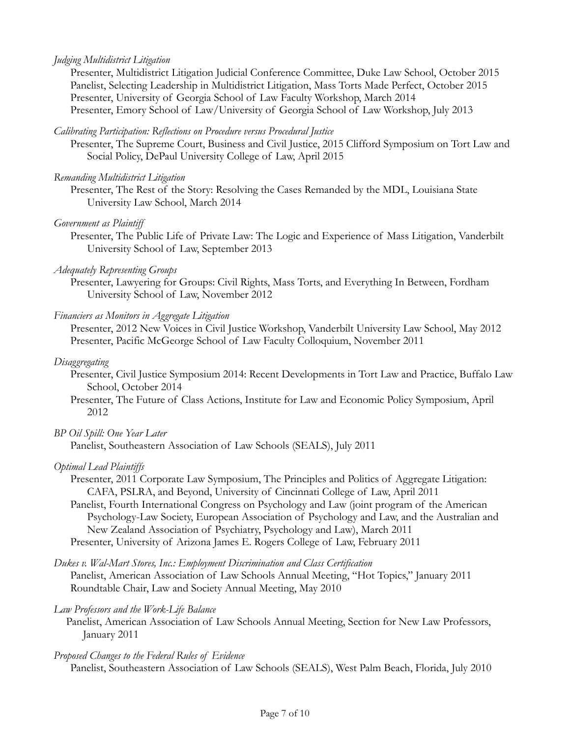*Judging Multidistrict Litigation*

Presenter, Multidistrict Litigation Judicial Conference Committee, Duke Law School, October 2015
Panelist, Selecting Leadership in Multidistrict Litigation, Mass Torts Made Perfect, October 2015
Presenter, University of Georgia School of Law Faculty Workshop, March 2014
Presenter, Emory School of Law/University of Georgia School of Law Workshop, July 2013

*Calibrating Participation: Reflections on Procedure versus Procedural Justice*

Presenter, The Supreme Court, Business and Civil Justice, 2015 Clifford Symposium on Tort Law and Social Policy, DePaul University College of Law, April 2015

*Remanding Multidistrict Litigation*

Presenter, The Rest of the Story: Resolving the Cases Remanded by the MDL, Louisiana State University Law School, March 2014

*Government as Plaintiff*

Presenter, The Public Life of Private Law: The Logic and Experience of Mass Litigation, Vanderbilt University School of Law, September 2013

*Adequately Representing Groups*

Presenter, Lawyering for Groups: Civil Rights, Mass Torts, and Everything In Between, Fordham University School of Law, November 2012

*Financiers as Monitors in Aggregate Litigation*

Presenter, 2012 New Voices in Civil Justice Workshop, Vanderbilt University Law School, May 2012
Presenter, Pacific McGeorge School of Law Faculty Colloquium, November 2011

*Disaggregating*

Presenter, Civil Justice Symposium 2014: Recent Developments in Tort Law and Practice, Buffalo Law School, October 2014
Presenter, The Future of Class Actions, Institute for Law and Economic Policy Symposium, April 2012

*BP Oil Spill: One Year Later*

Panelist, Southeastern Association of Law Schools (SEALS), July 2011

*Optimal Lead Plaintiffs*

Presenter, 2011 Corporate Law Symposium, The Principles and Politics of Aggregate Litigation: CAFA, PSLRA, and Beyond, University of Cincinnati College of Law, April 2011
Panelist, Fourth International Congress on Psychology and Law (joint program of the American Psychology-Law Society, European Association of Psychology and Law, and the Australian and New Zealand Association of Psychiatry, Psychology and Law), March 2011
Presenter, University of Arizona James E. Rogers College of Law, February 2011

*Dukes v. Wal-Mart Stores, Inc.: Employment Discrimination and Class Certification*

Panelist, American Association of Law Schools Annual Meeting, "Hot Topics," January 2011
Roundtable Chair, Law and Society Annual Meeting, May 2010

*Law Professors and the Work-Life Balance*

Panelist, American Association of Law Schools Annual Meeting, Section for New Law Professors, January 2011

*Proposed Changes to the Federal Rules of Evidence*

Panelist, Southeastern Association of Law Schools (SEALS), West Palm Beach, Florida, July 2010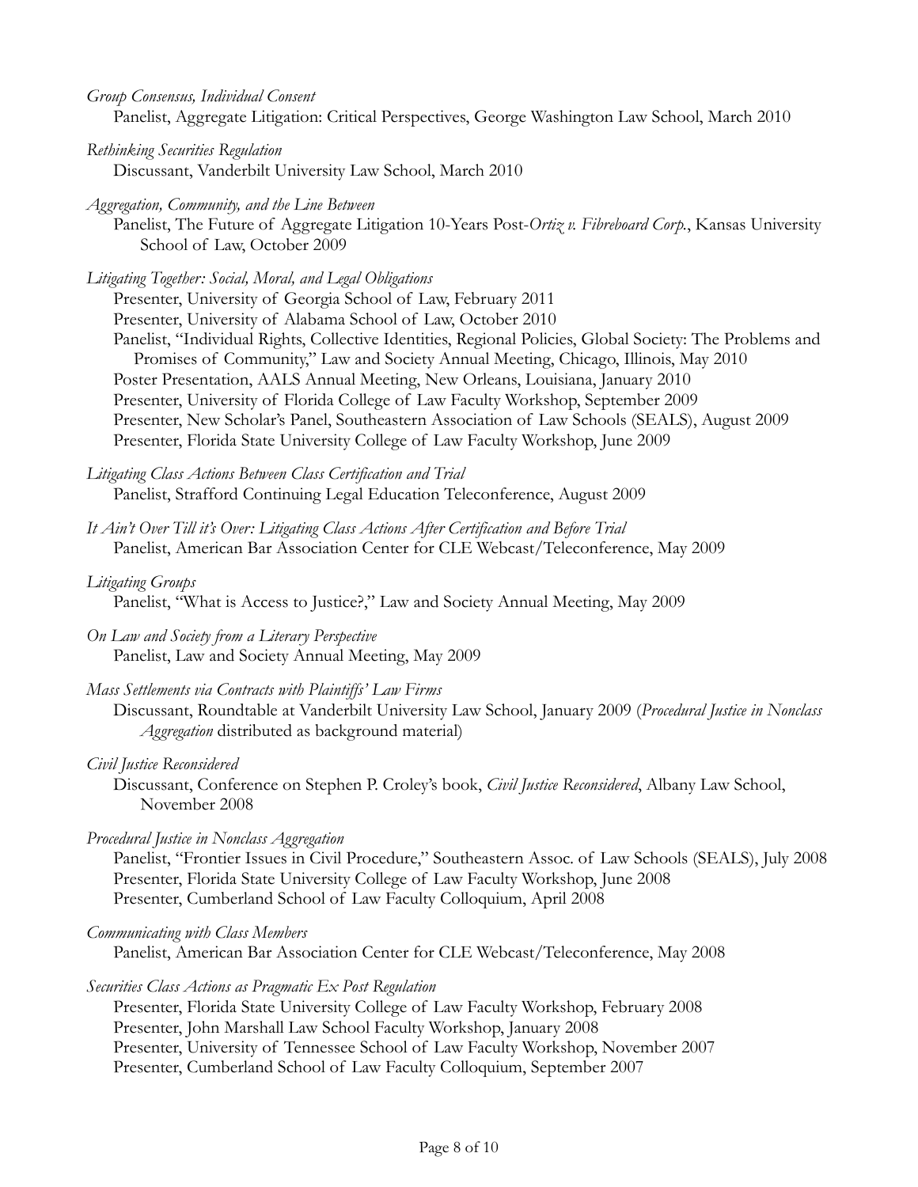*Group Consensus, Individual Consent*
Panelist, Aggregate Litigation: Critical Perspectives, George Washington Law School, March 2010

*Rethinking Securities Regulation*
Discussant, Vanderbilt University Law School, March 2010

*Aggregation, Community, and the Line Between*
Panelist, The Future of Aggregate Litigation 10-Years Post-*Ortiz v. Fibreboard Corp.*, Kansas University School of Law, October 2009

*Litigating Together: Social, Moral, and Legal Obligations*
Presenter, University of Georgia School of Law, February 2011
Presenter, University of Alabama School of Law, October 2010
Panelist, "Individual Rights, Collective Identities, Regional Policies, Global Society: The Problems and Promises of Community," Law and Society Annual Meeting, Chicago, Illinois, May 2010
Poster Presentation, AALS Annual Meeting, New Orleans, Louisiana, January 2010
Presenter, University of Florida College of Law Faculty Workshop, September 2009
Presenter, New Scholar's Panel, Southeastern Association of Law Schools (SEALS), August 2009
Presenter, Florida State University College of Law Faculty Workshop, June 2009

*Litigating Class Actions Between Class Certification and Trial*
Panelist, Strafford Continuing Legal Education Teleconference, August 2009

*It Ain't Over Till it's Over: Litigating Class Actions After Certification and Before Trial*
Panelist, American Bar Association Center for CLE Webcast/Teleconference, May 2009

*Litigating Groups*
Panelist, "What is Access to Justice?," Law and Society Annual Meeting, May 2009

*On Law and Society from a Literary Perspective*
Panelist, Law and Society Annual Meeting, May 2009

*Mass Settlements via Contracts with Plaintiffs' Law Firms*
Discussant, Roundtable at Vanderbilt University Law School, January 2009 (*Procedural Justice in Nonclass Aggregation* distributed as background material)

*Civil Justice Reconsidered*
Discussant, Conference on Stephen P. Croley's book, *Civil Justice Reconsidered*, Albany Law School, November 2008

*Procedural Justice in Nonclass Aggregation*
Panelist, "Frontier Issues in Civil Procedure," Southeastern Assoc. of Law Schools (SEALS), July 2008
Presenter, Florida State University College of Law Faculty Workshop, June 2008
Presenter, Cumberland School of Law Faculty Colloquium, April 2008

*Communicating with Class Members*
Panelist, American Bar Association Center for CLE Webcast/Teleconference, May 2008

*Securities Class Actions as Pragmatic Ex Post Regulation*
Presenter, Florida State University College of Law Faculty Workshop, February 2008
Presenter, John Marshall Law School Faculty Workshop, January 2008
Presenter, University of Tennessee School of Law Faculty Workshop, November 2007
Presenter, Cumberland School of Law Faculty Colloquium, September 2007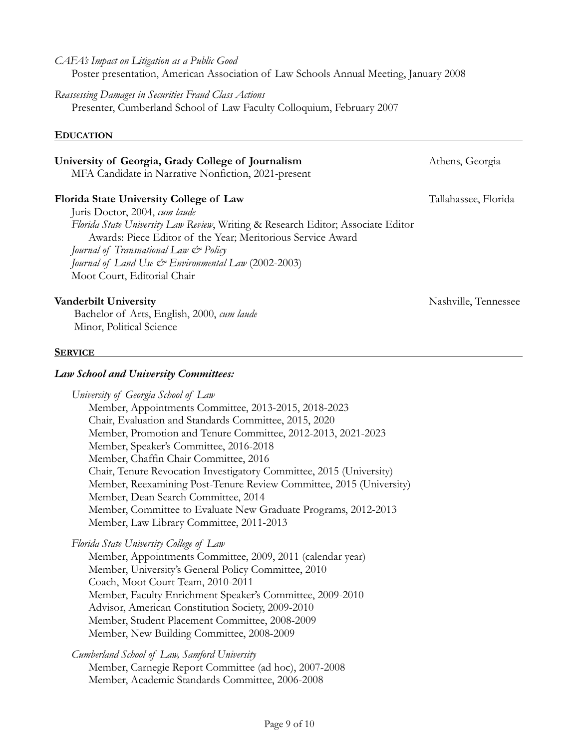*CAFA's Impact on Litigation as a Public Good*
Poster presentation, American Association of Law Schools Annual Meeting, January 2008

*Reassessing Damages in Securities Fraud Class Actions*
Presenter, Cumberland School of Law Faculty Colloquium, February 2007

## EDUCATION

**University of Georgia, Grady College of Journalism** — Athens, Georgia
MFA Candidate in Narrative Nonfiction, 2021-present

**Florida State University College of Law** — Tallahassee, Florida
Juris Doctor, 2004, *cum laude*
*Florida State University Law Review*, Writing & Research Editor; Associate Editor
Awards: Piece Editor of the Year; Meritorious Service Award
*Journal of Transnational Law & Policy*
*Journal of Land Use & Environmental Law* (2002-2003)
Moot Court, Editorial Chair

**Vanderbilt University** — Nashville, Tennessee
Bachelor of Arts, English, 2000, *cum laude*
Minor, Political Science

## SERVICE

### *Law School and University Committees:*

*University of Georgia School of Law*
- Member, Appointments Committee, 2013-2015, 2018-2023
- Chair, Evaluation and Standards Committee, 2015, 2020
- Member, Promotion and Tenure Committee, 2012-2013, 2021-2023
- Member, Speaker's Committee, 2016-2018
- Member, Chaffin Chair Committee, 2016
- Chair, Tenure Revocation Investigatory Committee, 2015 (University)
- Member, Reexamining Post-Tenure Review Committee, 2015 (University)
- Member, Dean Search Committee, 2014
- Member, Committee to Evaluate New Graduate Programs, 2012-2013
- Member, Law Library Committee, 2011-2013

*Florida State University College of Law*
- Member, Appointments Committee, 2009, 2011 (calendar year)
- Member, University's General Policy Committee, 2010
- Coach, Moot Court Team, 2010-2011
- Member, Faculty Enrichment Speaker's Committee, 2009-2010
- Advisor, American Constitution Society, 2009-2010
- Member, Student Placement Committee, 2008-2009
- Member, New Building Committee, 2008-2009

*Cumberland School of Law, Samford University*
- Member, Carnegie Report Committee (ad hoc), 2007-2008
- Member, Academic Standards Committee, 2006-2008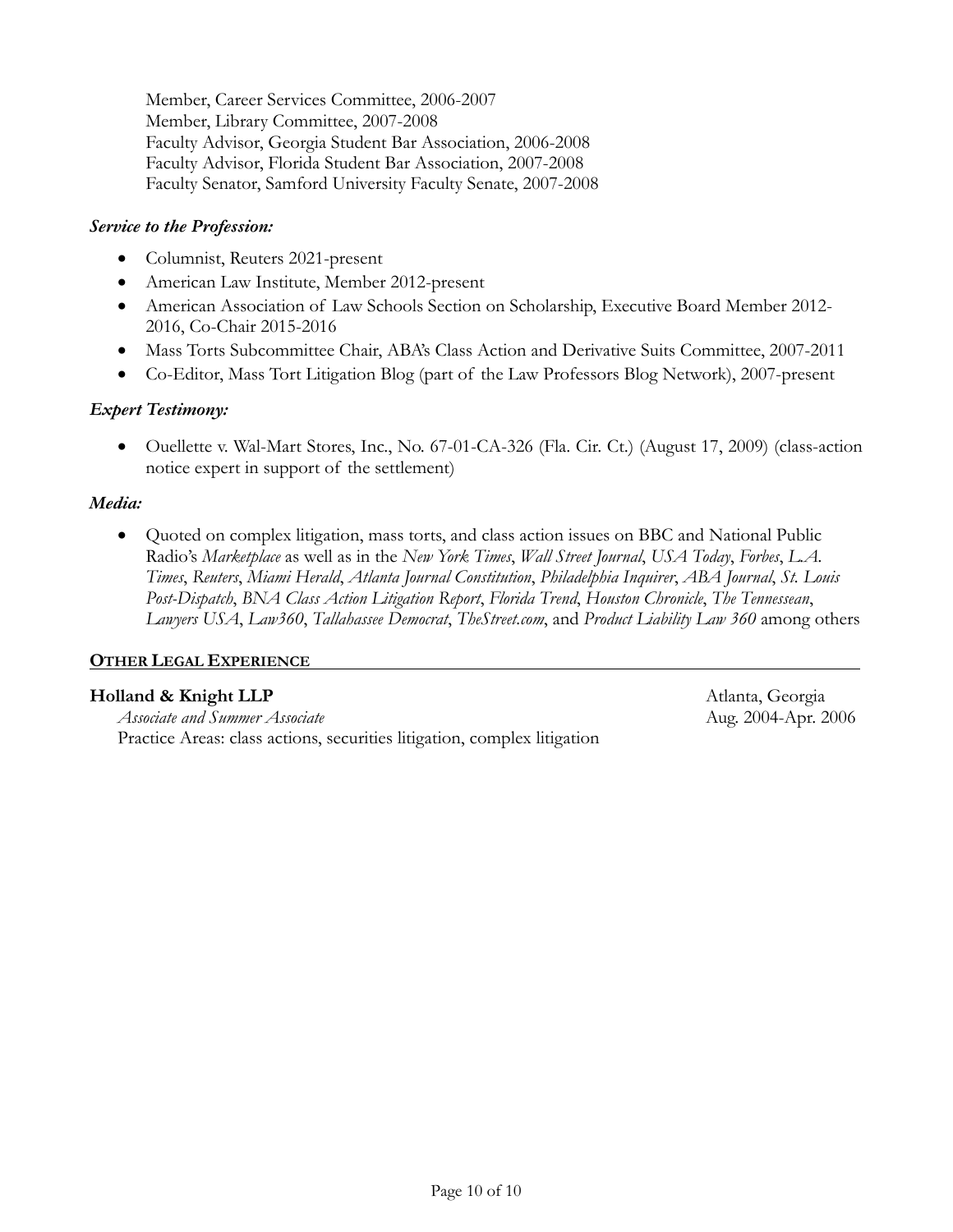Member, Career Services Committee, 2006-2007
Member, Library Committee, 2007-2008
Faculty Advisor, Georgia Student Bar Association, 2006-2008
Faculty Advisor, Florida Student Bar Association, 2007-2008
Faculty Senator, Samford University Faculty Senate, 2007-2008

***Service to the Profession:***

- Columnist, Reuters 2021-present
- American Law Institute, Member 2012-present
- American Association of Law Schools Section on Scholarship, Executive Board Member 2012-2016, Co-Chair 2015-2016
- Mass Torts Subcommittee Chair, ABA's Class Action and Derivative Suits Committee, 2007-2011
- Co-Editor, Mass Tort Litigation Blog (part of the Law Professors Blog Network), 2007-present

***Expert Testimony:***

- Ouellette v. Wal-Mart Stores, Inc., No. 67-01-CA-326 (Fla. Cir. Ct.) (August 17, 2009) (class-action notice expert in support of the settlement)

***Media:***

- Quoted on complex litigation, mass torts, and class action issues on BBC and National Public Radio's *Marketplace* as well as in the *New York Times*, *Wall Street Journal*, *USA Today*, *Forbes*, *L.A. Times*, *Reuters*, *Miami Herald*, *Atlanta Journal Constitution*, *Philadelphia Inquirer*, *ABA Journal*, *St. Louis Post-Dispatch*, *BNA Class Action Litigation Report*, *Florida Trend*, *Houston Chronicle*, *The Tennessean*, *Lawyers USA*, *Law360*, *Tallahassee Democrat*, *TheStreet.com*, and *Product Liability Law 360* among others

## OTHER LEGAL EXPERIENCE

**Holland & Knight LLP** — Atlanta, Georgia
*Associate and Summer Associate* — Aug. 2004-Apr. 2006
Practice Areas: class actions, securities litigation, complex litigation